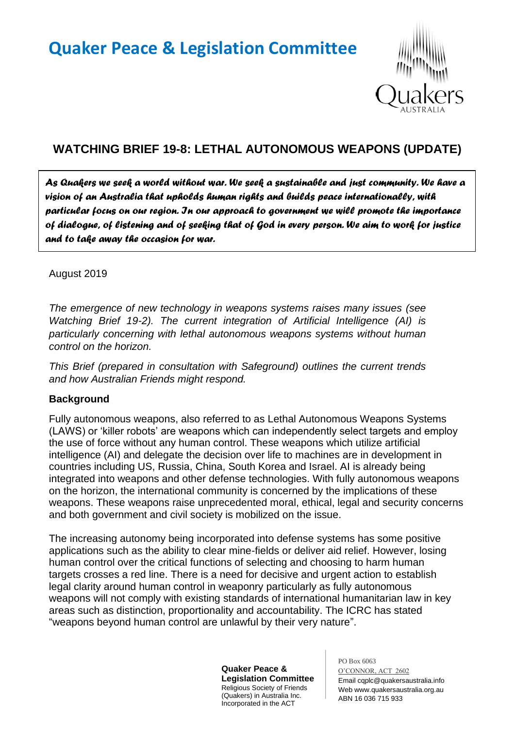# Quaker Peace & Legislation Committee

## WATCHING BRIEF 19-8: LETHAL AUTONOMOUS WEAPONS (UPDATE)

*As Quakers we seek a world without war. We seek a sustainable and just community. We have a vision of an Australia that upholds human rights and builds peace internationally, with particular focus on our region. In our approach to government we will promote the importance of dialogue, of listening and of seeking that of God in every person. We aim to work for justice and to take away the occasion for war.*

August 2019

*The emergence of new technology in weapons systems raises many issues (see Watching Brief 19-2). The current integration of Artificial Intelligence (AI) is particularly concerning with lethal autonomous weapons systems without human control on the horizon.*

*This Brief (prepared in consultation with Safeground) outlines the current trends and how Australian Friends might respond.*

### Background

Fully autonomous weapons, also referred to as Lethal Autonomous Weapons Systems (LAWS) or 'killer robots' are weapons which can independently select targets and employ the use of force without any human control. These weapons which utilize artificial intelligence (AI) and delegate the decision over life to machines are in development in countries including US, Russia, China, South Korea and Israel. AI is already being integrated into weapons and other defense technologies. With fully autonomous weapons on the horizon, the international community is concerned by the implications of these weapons. These weapons raise unprecedented moral, ethical, legal and security concerns and both government and civil society is mobilized on the issue.

The increasing autonomy being incorporated into defense systems has some positive applications such as the ability to clear mine-fields or deliver aid relief. However, losing human control over the critical functions of selecting and choosing to harm human targets crosses a red line. There is a need for decisive and urgent action to establish legal clarity around human control in weaponry particularly as fully autonomous weapons will not comply with existing standards of international humanitarian law in key areas such as distinction, proportionality and accountability. The ICRC has stated "weapons beyond human control are unlawful by their very nature".

**Quaker Peace & Legislation Committee**
Religious Society of Friends (Quakers) in Australia Inc.
Incorporated in the ACT

PO Box 6063
O'CONNOR, ACT 2602
Email cqplc@quakersaustralia.info
Web www.quakersaustralia.org.au
ABN 16 036 715 933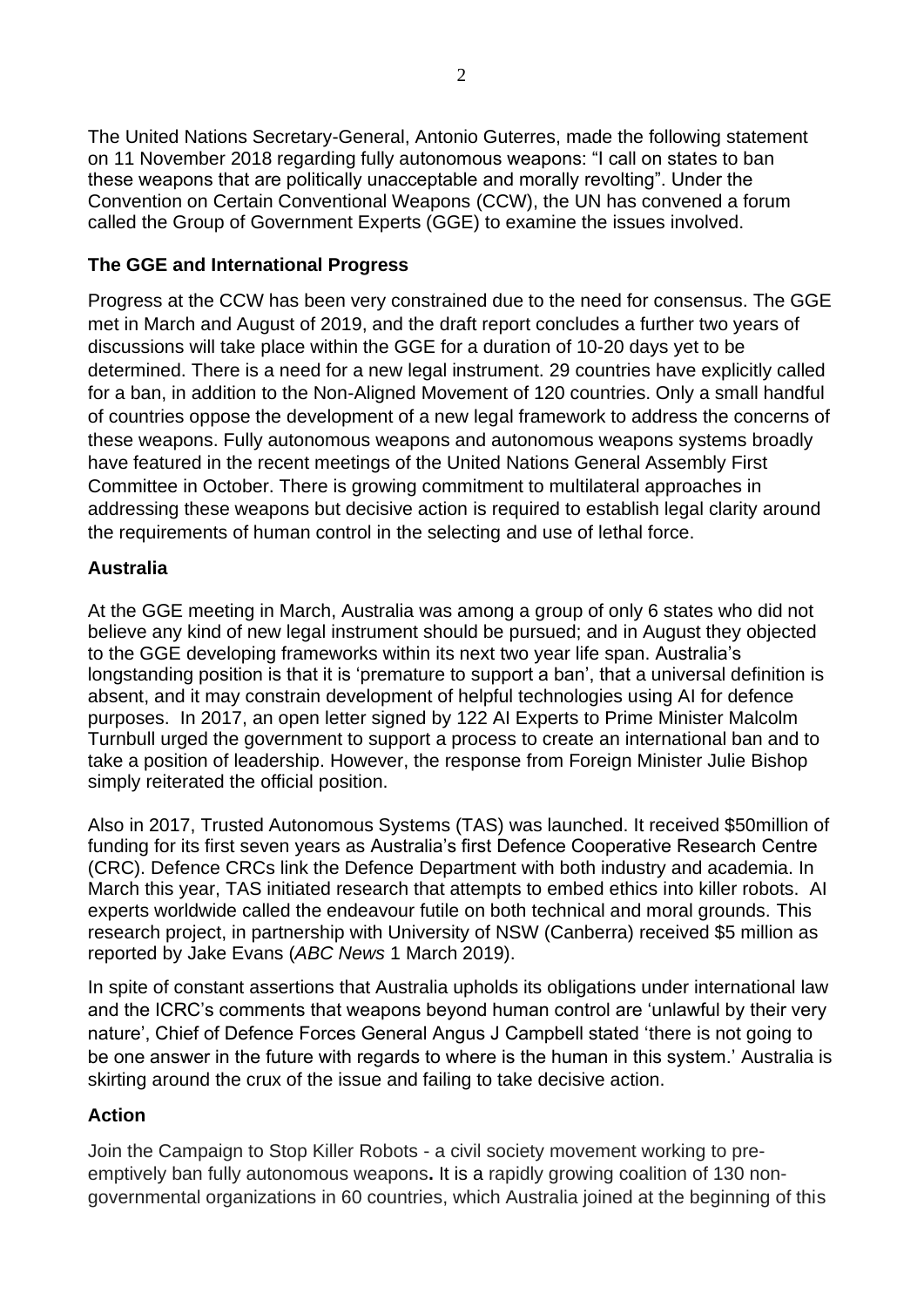The United Nations Secretary-General, Antonio Guterres, made the following statement on 11 November 2018 regarding fully autonomous weapons: "I call on states to ban these weapons that are politically unacceptable and morally revolting". Under the Convention on Certain Conventional Weapons (CCW), the UN has convened a forum called the Group of Government Experts (GGE) to examine the issues involved.

## The GGE and International Progress

Progress at the CCW has been very constrained due to the need for consensus. The GGE met in March and August of 2019, and the draft report concludes a further two years of discussions will take place within the GGE for a duration of 10-20 days yet to be determined. There is a need for a new legal instrument. 29 countries have explicitly called for a ban, in addition to the Non-Aligned Movement of 120 countries. Only a small handful of countries oppose the development of a new legal framework to address the concerns of these weapons. Fully autonomous weapons and autonomous weapons systems broadly have featured in the recent meetings of the United Nations General Assembly First Committee in October. There is growing commitment to multilateral approaches in addressing these weapons but decisive action is required to establish legal clarity around the requirements of human control in the selecting and use of lethal force.

## Australia

At the GGE meeting in March, Australia was among a group of only 6 states who did not believe any kind of new legal instrument should be pursued; and in August they objected to the GGE developing frameworks within its next two year life span. Australia's longstanding position is that it is 'premature to support a ban', that a universal definition is absent, and it may constrain development of helpful technologies using AI for defence purposes. In 2017, an open letter signed by 122 AI Experts to Prime Minister Malcolm Turnbull urged the government to support a process to create an international ban and to take a position of leadership. However, the response from Foreign Minister Julie Bishop simply reiterated the official position.

Also in 2017, Trusted Autonomous Systems (TAS) was launched. It received $50million of funding for its first seven years as Australia's first Defence Cooperative Research Centre (CRC). Defence CRCs link the Defence Department with both industry and academia. In March this year, TAS initiated research that attempts to embed ethics into killer robots. AI experts worldwide called the endeavour futile on both technical and moral grounds. This research project, in partnership with University of NSW (Canberra) received $5 million as reported by Jake Evans (*ABC News* 1 March 2019).

In spite of constant assertions that Australia upholds its obligations under international law and the ICRC's comments that weapons beyond human control are 'unlawful by their very nature', Chief of Defence Forces General Angus J Campbell stated 'there is not going to be one answer in the future with regards to where is the human in this system.' Australia is skirting around the crux of the issue and failing to take decisive action.

## Action

Join the Campaign to Stop Killer Robots - a civil society movement working to pre-emptively ban fully autonomous weapons**.** It is a rapidly growing coalition of 130 non-governmental organizations in 60 countries, which Australia joined at the beginning of this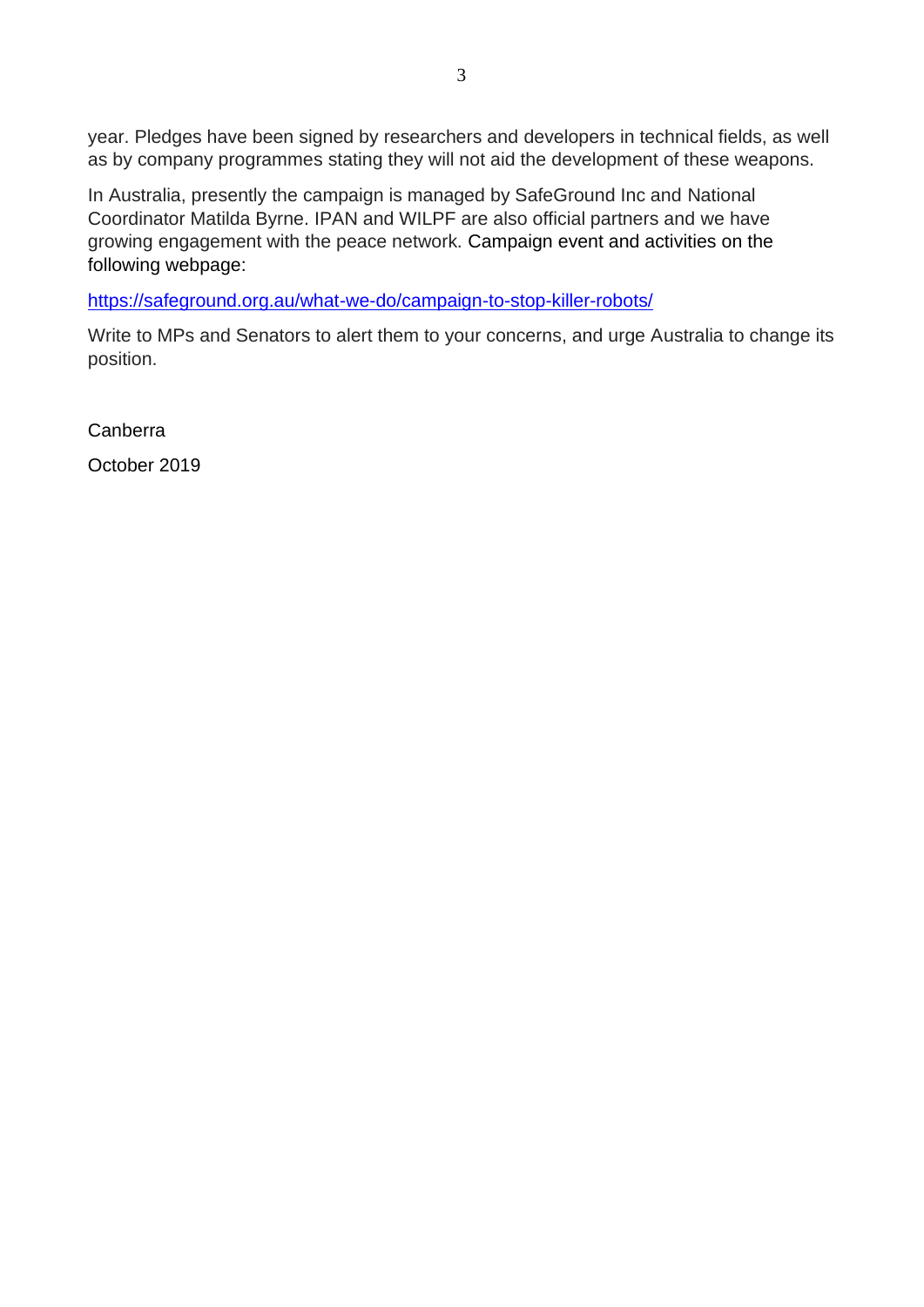year. Pledges have been signed by researchers and developers in technical fields, as well as by company programmes stating they will not aid the development of these weapons.

In Australia, presently the campaign is managed by SafeGround Inc and National Coordinator Matilda Byrne. IPAN and WILPF are also official partners and we have growing engagement with the peace network. Campaign event and activities on the following webpage:

https://safeground.org.au/what-we-do/campaign-to-stop-killer-robots/

Write to MPs and Senators to alert them to your concerns, and urge Australia to change its position.

Canberra

October 2019